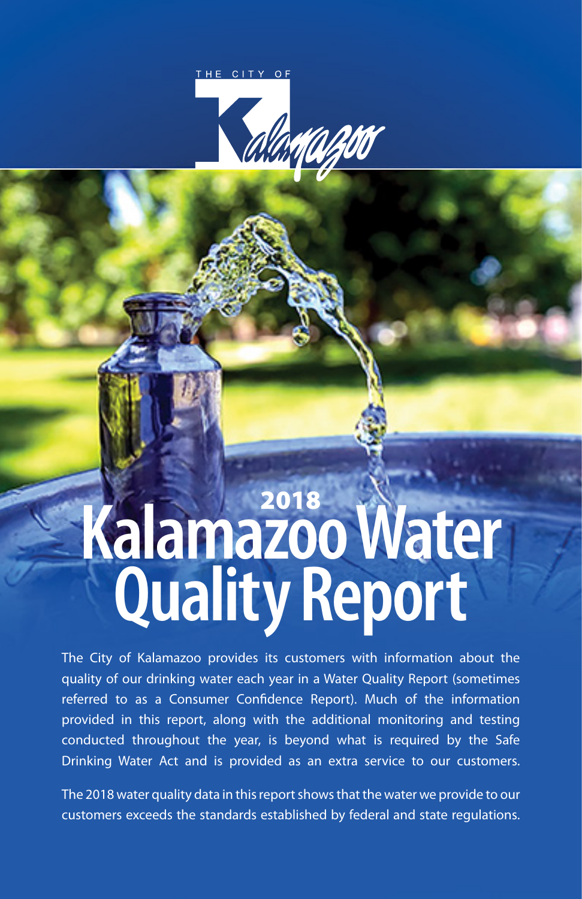THE CITY OF Kalamazoo

# 2018 Kalamazoo Water Quality Report

The City of Kalamazoo provides its customers with information about the quality of our drinking water each year in a Water Quality Report (sometimes referred to as a Consumer Confidence Report). Much of the information provided in this report, along with the additional monitoring and testing conducted throughout the year, is beyond what is required by the Safe Drinking Water Act and is provided as an extra service to our customers.

The 2018 water quality data in this report shows that the water we provide to our customers exceeds the standards established by federal and state regulations.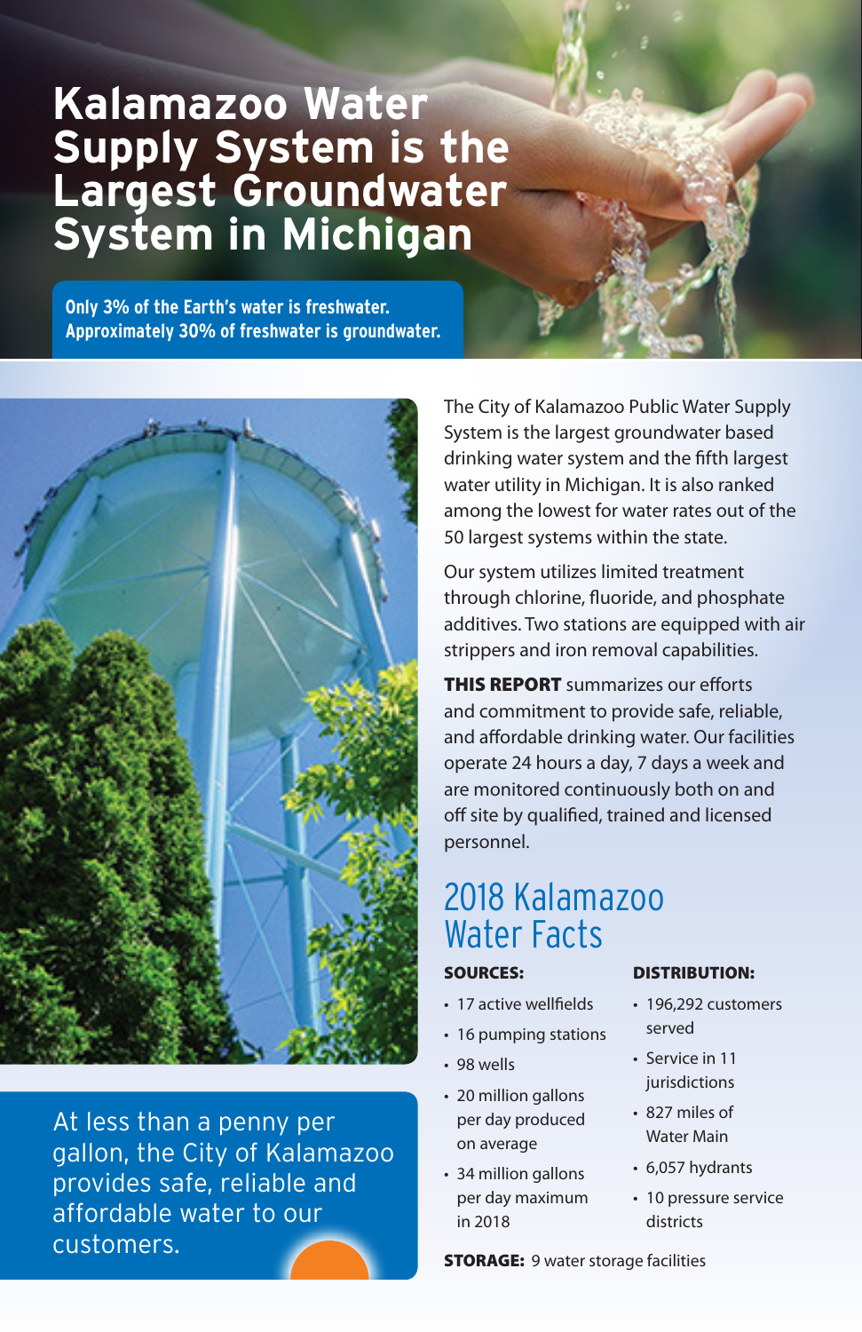# Kalamazoo Water Supply System is the Largest Groundwater System in Michigan

**Only 3% of the Earth's water is freshwater. Approximately 30% of freshwater is groundwater.**

The City of Kalamazoo Public Water Supply System is the largest groundwater based drinking water system and the fifth largest water utility in Michigan. It is also ranked among the lowest for water rates out of the 50 largest systems within the state.

Our system utilizes limited treatment through chlorine, fluoride, and phosphate additives. Two stations are equipped with air strippers and iron removal capabilities.

**THIS REPORT** summarizes our efforts and commitment to provide safe, reliable, and affordable drinking water. Our facilities operate 24 hours a day, 7 days a week and are monitored continuously both on and off site by qualified, trained and licensed personnel.

At less than a penny per gallon, the City of Kalamazoo provides safe, reliable and affordable water to our customers.

## 2018 Kalamazoo Water Facts

**SOURCES:**

- 17 active wellfields
- 16 pumping stations
- 98 wells
- 20 million gallons per day produced on average
- 34 million gallons per day maximum in 2018

**DISTRIBUTION:**

- 196,292 customers served
- Service in 11 jurisdictions
- 827 miles of Water Main
- 6,057 hydrants
- 10 pressure service districts

**STORAGE:** 9 water storage facilities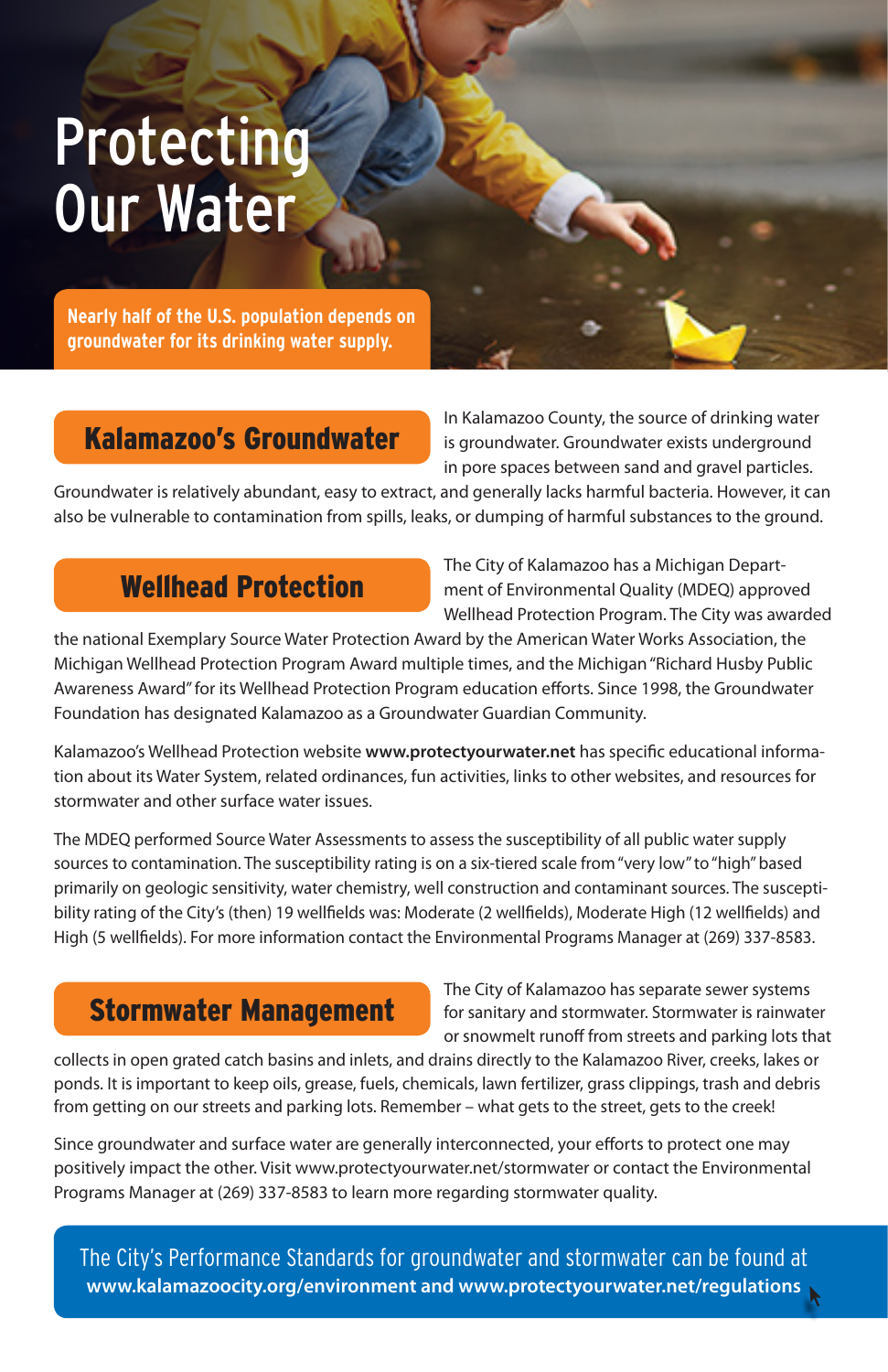# Protecting Our Water

**Nearly half of the U.S. population depends on groundwater for its drinking water supply.**

## Kalamazoo's Groundwater

In Kalamazoo County, the source of drinking water is groundwater. Groundwater exists underground in pore spaces between sand and gravel particles. Groundwater is relatively abundant, easy to extract, and generally lacks harmful bacteria. However, it can also be vulnerable to contamination from spills, leaks, or dumping of harmful substances to the ground.

## Wellhead Protection

The City of Kalamazoo has a Michigan Department of Environmental Quality (MDEQ) approved Wellhead Protection Program. The City was awarded the national Exemplary Source Water Protection Award by the American Water Works Association, the Michigan Wellhead Protection Program Award multiple times, and the Michigan "Richard Husby Public Awareness Award" for its Wellhead Protection Program education efforts. Since 1998, the Groundwater Foundation has designated Kalamazoo as a Groundwater Guardian Community.

Kalamazoo's Wellhead Protection website **www.protectyourwater.net** has specific educational information about its Water System, related ordinances, fun activities, links to other websites, and resources for stormwater and other surface water issues.

The MDEQ performed Source Water Assessments to assess the susceptibility of all public water supply sources to contamination. The susceptibility rating is on a six-tiered scale from "very low" to "high" based primarily on geologic sensitivity, water chemistry, well construction and contaminant sources. The susceptibility rating of the City's (then) 19 wellfields was: Moderate (2 wellfields), Moderate High (12 wellfields) and High (5 wellfields). For more information contact the Environmental Programs Manager at (269) 337-8583.

## Stormwater Management

The City of Kalamazoo has separate sewer systems for sanitary and stormwater. Stormwater is rainwater or snowmelt runoff from streets and parking lots that collects in open grated catch basins and inlets, and drains directly to the Kalamazoo River, creeks, lakes or ponds. It is important to keep oils, grease, fuels, chemicals, lawn fertilizer, grass clippings, trash and debris from getting on our streets and parking lots. Remember – what gets to the street, gets to the creek!

Since groundwater and surface water are generally interconnected, your efforts to protect one may positively impact the other. Visit www.protectyourwater.net/stormwater or contact the Environmental Programs Manager at (269) 337-8583 to learn more regarding stormwater quality.

The City's Performance Standards for groundwater and stormwater can be found at **www.kalamazoocity.org/environment and www.protectyourwater.net/regulations**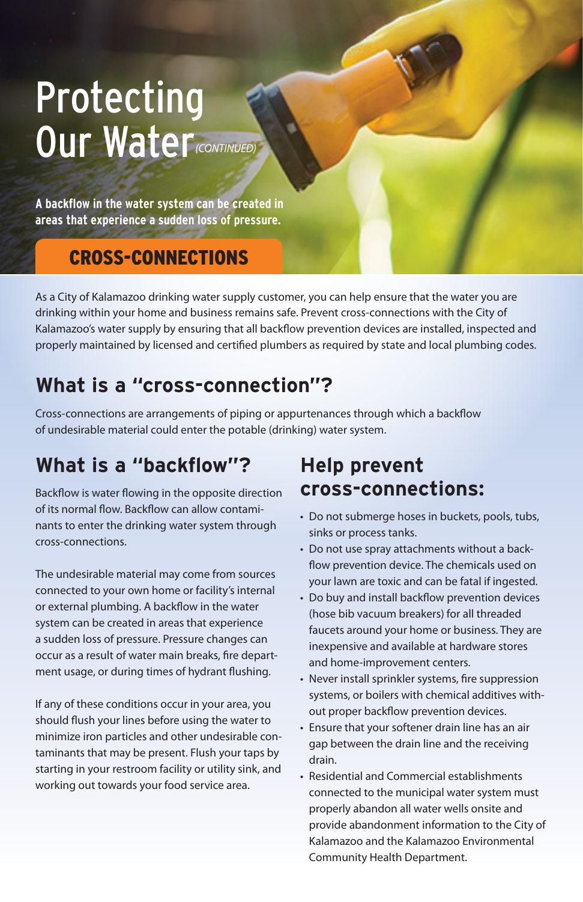# Protecting Our Water *(CONTINUED)*

**A backflow in the water system can be created in areas that experience a sudden loss of pressure.**

## CROSS-CONNECTIONS

As a City of Kalamazoo drinking water supply customer, you can help ensure that the water you are drinking within your home and business remains safe. Prevent cross-connections with the City of Kalamazoo's water supply by ensuring that all backflow prevention devices are installed, inspected and properly maintained by licensed and certified plumbers as required by state and local plumbing codes.

## What is a "cross-connection"?

Cross-connections are arrangements of piping or appurtenances through which a backflow of undesirable material could enter the potable (drinking) water system.

## What is a "backflow"?

Backflow is water flowing in the opposite direction of its normal flow. Backflow can allow contaminants to enter the drinking water system through cross-connections.

The undesirable material may come from sources connected to your own home or facility's internal or external plumbing. A backflow in the water system can be created in areas that experience a sudden loss of pressure. Pressure changes can occur as a result of water main breaks, fire department usage, or during times of hydrant flushing.

If any of these conditions occur in your area, you should flush your lines before using the water to minimize iron particles and other undesirable contaminants that may be present. Flush your taps by starting in your restroom facility or utility sink, and working out towards your food service area.

## Help prevent cross-connections:

- Do not submerge hoses in buckets, pools, tubs, sinks or process tanks.
- Do not use spray attachments without a backflow prevention device. The chemicals used on your lawn are toxic and can be fatal if ingested.
- Do buy and install backflow prevention devices (hose bib vacuum breakers) for all threaded faucets around your home or business. They are inexpensive and available at hardware stores and home-improvement centers.
- Never install sprinkler systems, fire suppression systems, or boilers with chemical additives without proper backflow prevention devices.
- Ensure that your softener drain line has an air gap between the drain line and the receiving drain.
- Residential and Commercial establishments connected to the municipal water system must properly abandon all water wells onsite and provide abandonment information to the City of Kalamazoo and the Kalamazoo Environmental Community Health Department.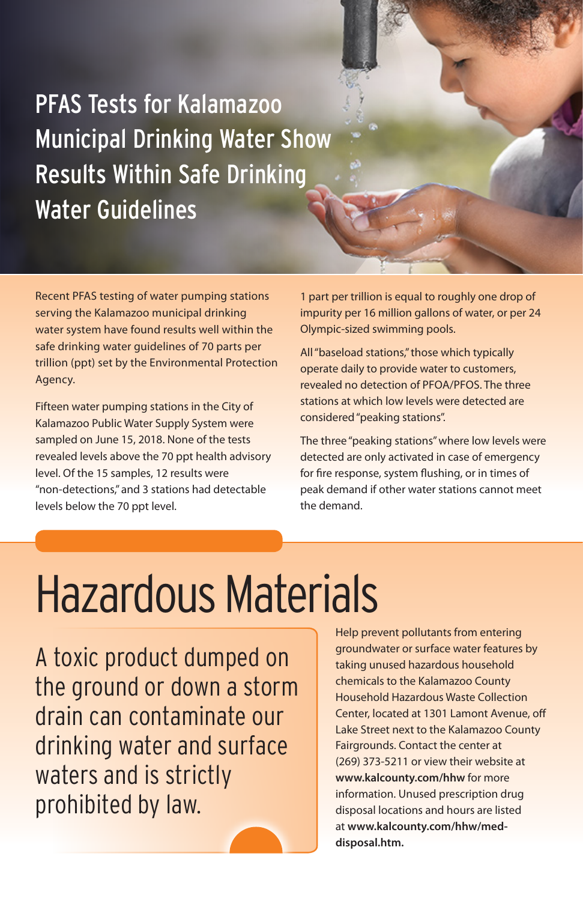# PFAS Tests for Kalamazoo Municipal Drinking Water Show Results Within Safe Drinking Water Guidelines

Recent PFAS testing of water pumping stations serving the Kalamazoo municipal drinking water system have found results well within the safe drinking water guidelines of 70 parts per trillion (ppt) set by the Environmental Protection Agency.

Fifteen water pumping stations in the City of Kalamazoo Public Water Supply System were sampled on June 15, 2018. None of the tests revealed levels above the 70 ppt health advisory level. Of the 15 samples, 12 results were "non-detections," and 3 stations had detectable levels below the 70 ppt level.

1 part per trillion is equal to roughly one drop of impurity per 16 million gallons of water, or per 24 Olympic-sized swimming pools.

All "baseload stations," those which typically operate daily to provide water to customers, revealed no detection of PFOA/PFOS. The three stations at which low levels were detected are considered "peaking stations".

The three "peaking stations" where low levels were detected are only activated in case of emergency for fire response, system flushing, or in times of peak demand if other water stations cannot meet the demand.

# Hazardous Materials

A toxic product dumped on the ground or down a storm drain can contaminate our drinking water and surface waters and is strictly prohibited by law.

Help prevent pollutants from entering groundwater or surface water features by taking unused hazardous household chemicals to the Kalamazoo County Household Hazardous Waste Collection Center, located at 1301 Lamont Avenue, off Lake Street next to the Kalamazoo County Fairgrounds. Contact the center at (269) 373-5211 or view their website at **www.kalcounty.com/hhw** for more information. Unused prescription drug disposal locations and hours are listed at **www.kalcounty.com/hhw/med-disposal.htm.**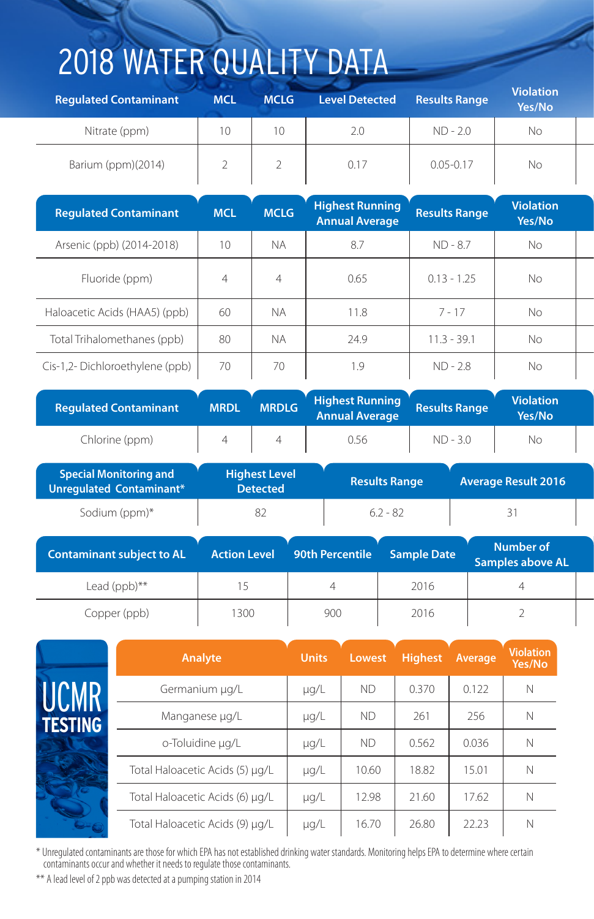# 2018 WATER QUALITY DATA

| Regulated Contaminant | MCL | MCLG | Level Detected | Results Range | Violation Yes/No |
|---|---|---|---|---|---|
| Nitrate (ppm) | 10 | 10 | 2.0 | ND - 2.0 | No |
| Barium (ppm)(2014) | 2 | 2 | 0.17 | 0.05-0.17 | No |

| Regulated Contaminant | MCL | MCLG | Highest Running Annual Average | Results Range | Violation Yes/No |
|---|---|---|---|---|---|
| Arsenic (ppb) (2014-2018) | 10 | NA | 8.7 | ND - 8.7 | No |
| Fluoride (ppm) | 4 | 4 | 0.65 | 0.13 - 1.25 | No |
| Haloacetic Acids (HAA5) (ppb) | 60 | NA | 11.8 | 7 - 17 | No |
| Total Trihalomethanes (ppb) | 80 | NA | 24.9 | 11.3 - 39.1 | No |
| Cis-1,2- Dichloroethylene (ppb) | 70 | 70 | 1.9 | ND - 2.8 | No |

| Regulated Contaminant | MRDL | MRDLG | Highest Running Annual Average | Results Range | Violation Yes/No |
|---|---|---|---|---|---|
| Chlorine (ppm) | 4 | 4 | 0.56 | ND - 3.0 | No |

| Special Monitoring and Unregulated Contaminant* | Highest Level Detected | Results Range | Average Result 2016 |
|---|---|---|---|
| Sodium (ppm)* | 82 | 6.2 - 82 | 31 |

| Contaminant subject to AL | Action Level | 90th Percentile | Sample Date | Number of Samples above AL |
|---|---|---|---|---|
| Lead (ppb)** | 15 | 4 | 2016 | 4 |
| Copper (ppb) | 1300 | 900 | 2016 | 2 |

## UCMR TESTING

| Analyte | Units | Lowest | Highest | Average | Violation Yes/No |
|---|---|---|---|---|---|
| Germanium µg/L | µg/L | ND | 0.370 | 0.122 | N |
| Manganese µg/L | µg/L | ND | 261 | 256 | N |
| o-Toluidine µg/L | µg/L | ND | 0.562 | 0.036 | N |
| Total Haloacetic Acids (5) µg/L | µg/L | 10.60 | 18.82 | 15.01 | N |
| Total Haloacetic Acids (6) µg/L | µg/L | 12.98 | 21.60 | 17.62 | N |
| Total Haloacetic Acids (9) µg/L | µg/L | 16.70 | 26.80 | 22.23 | N |

\* Unregulated contaminants are those for which EPA has not established drinking water standards. Monitoring helps EPA to determine where certain contaminants occur and whether it needs to regulate those contaminants.

\*\* A lead level of 2 ppb was detected at a pumping station in 2014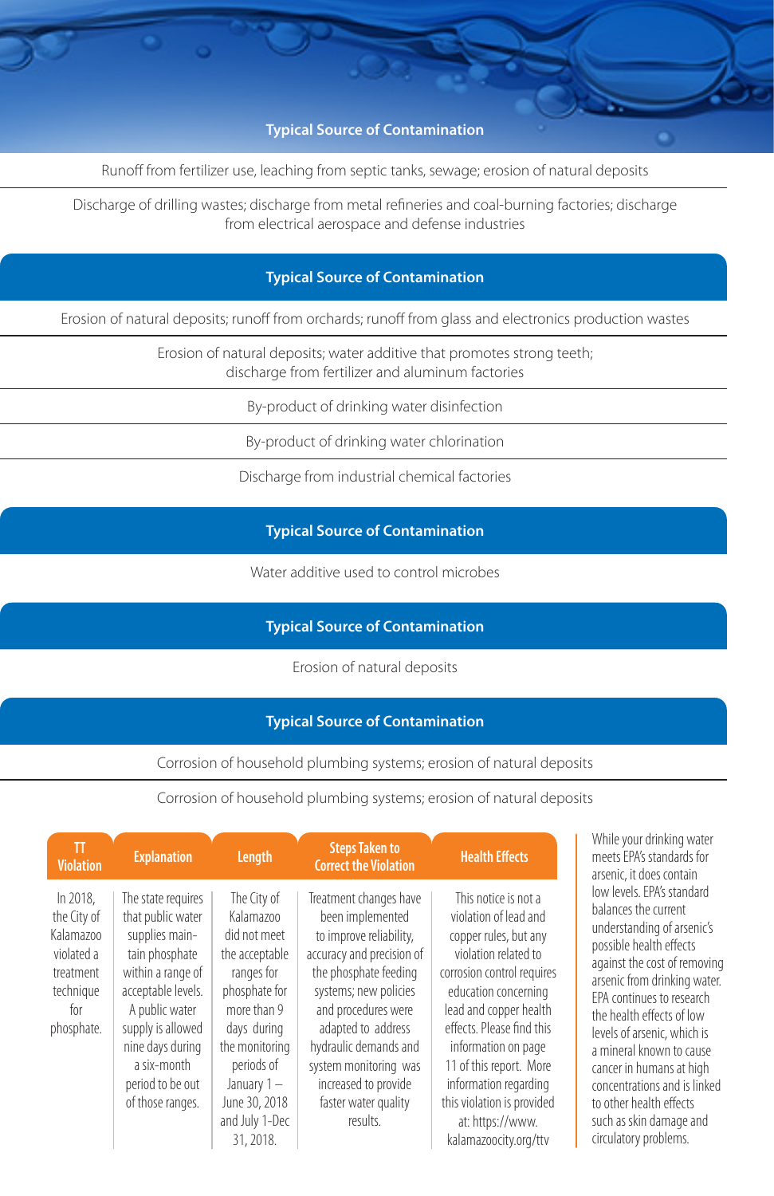| Typical Source of Contamination |
|---|
| Runoff from fertilizer use, leaching from septic tanks, sewage; erosion of natural deposits |
| Discharge of drilling wastes; discharge from metal refineries and coal-burning factories; discharge from electrical aerospace and defense industries |

| Typical Source of Contamination |
|---|
| Erosion of natural deposits; runoff from orchards; runoff from glass and electronics production wastes |
| Erosion of natural deposits; water additive that promotes strong teeth; discharge from fertilizer and aluminum factories |
| By-product of drinking water disinfection |
| By-product of drinking water chlorination |
| Discharge from industrial chemical factories |

| Typical Source of Contamination |
|---|
| Water additive used to control microbes |

| Typical Source of Contamination |
|---|
| Erosion of natural deposits |

| Typical Source of Contamination |
|---|
| Corrosion of household plumbing systems; erosion of natural deposits |
| Corrosion of household plumbing systems; erosion of natural deposits |

| TT Violation | Explanation | Length | Steps Taken to Correct the Violation | Health Effects |
|---|---|---|---|---|
| In 2018, the City of Kalamazoo violated a treatment technique for phosphate. | The state requires that public water supplies maintain phosphate within a range of acceptable levels. A public water supply is allowed nine days during a six-month period to be out of those ranges. | The City of Kalamazoo did not meet the acceptable ranges for phosphate for more than 9 days during the monitoring periods of January 1 – June 30, 2018 and July 1-Dec 31, 2018. | Treatment changes have been implemented to improve reliability, accuracy and precision of the phosphate feeding systems; new policies and procedures were adapted to address hydraulic demands and system monitoring was increased to provide faster water quality results. | This notice is not a violation of lead and copper rules, but any violation related to corrosion control requires education concerning lead and copper health effects. Please find this information on page 11 of this report. More information regarding this violation is provided at: https://www.kalamazoocity.org/ttv |

While your drinking water meets EPA's standards for arsenic, it does contain low levels. EPA's standard balances the current understanding of arsenic's possible health effects against the cost of removing arsenic from drinking water. EPA continues to research the health effects of low levels of arsenic, which is a mineral known to cause cancer in humans at high concentrations and is linked to other health effects such as skin damage and circulatory problems.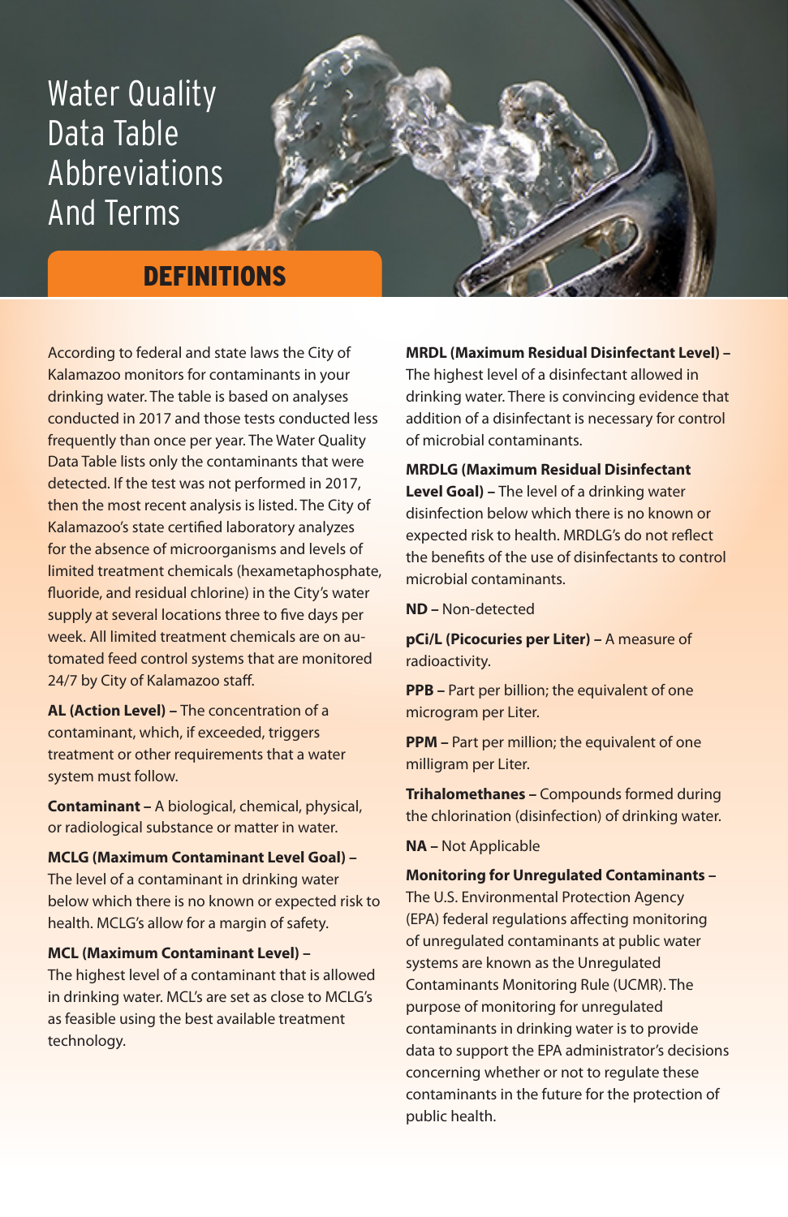# Water Quality Data Table Abbreviations And Terms

## DEFINITIONS

According to federal and state laws the City of Kalamazoo monitors for contaminants in your drinking water. The table is based on analyses conducted in 2017 and those tests conducted less frequently than once per year. The Water Quality Data Table lists only the contaminants that were detected. If the test was not performed in 2017, then the most recent analysis is listed. The City of Kalamazoo's state certified laboratory analyzes for the absence of microorganisms and levels of limited treatment chemicals (hexametaphosphate, fluoride, and residual chlorine) in the City's water supply at several locations three to five days per week. All limited treatment chemicals are on automated feed control systems that are monitored 24/7 by City of Kalamazoo staff.

**AL (Action Level) –** The concentration of a contaminant, which, if exceeded, triggers treatment or other requirements that a water system must follow.

**Contaminant –** A biological, chemical, physical, or radiological substance or matter in water.

**MCLG (Maximum Contaminant Level Goal) –** The level of a contaminant in drinking water below which there is no known or expected risk to health. MCLG's allow for a margin of safety.

**MCL (Maximum Contaminant Level) –** The highest level of a contaminant that is allowed in drinking water. MCL's are set as close to MCLG's as feasible using the best available treatment technology.

**MRDL (Maximum Residual Disinfectant Level) –** The highest level of a disinfectant allowed in drinking water. There is convincing evidence that addition of a disinfectant is necessary for control of microbial contaminants.

**MRDLG (Maximum Residual Disinfectant Level Goal) –** The level of a drinking water disinfection below which there is no known or expected risk to health. MRDLG's do not reflect the benefits of the use of disinfectants to control microbial contaminants.

**ND –** Non-detected

**pCi/L (Picocuries per Liter) –** A measure of radioactivity.

**PPB –** Part per billion; the equivalent of one microgram per Liter.

**PPM –** Part per million; the equivalent of one milligram per Liter.

**Trihalomethanes –** Compounds formed during the chlorination (disinfection) of drinking water.

**NA –** Not Applicable

**Monitoring for Unregulated Contaminants –** The U.S. Environmental Protection Agency (EPA) federal regulations affecting monitoring of unregulated contaminants at public water systems are known as the Unregulated Contaminants Monitoring Rule (UCMR). The purpose of monitoring for unregulated contaminants in drinking water is to provide data to support the EPA administrator's decisions concerning whether or not to regulate these contaminants in the future for the protection of public health.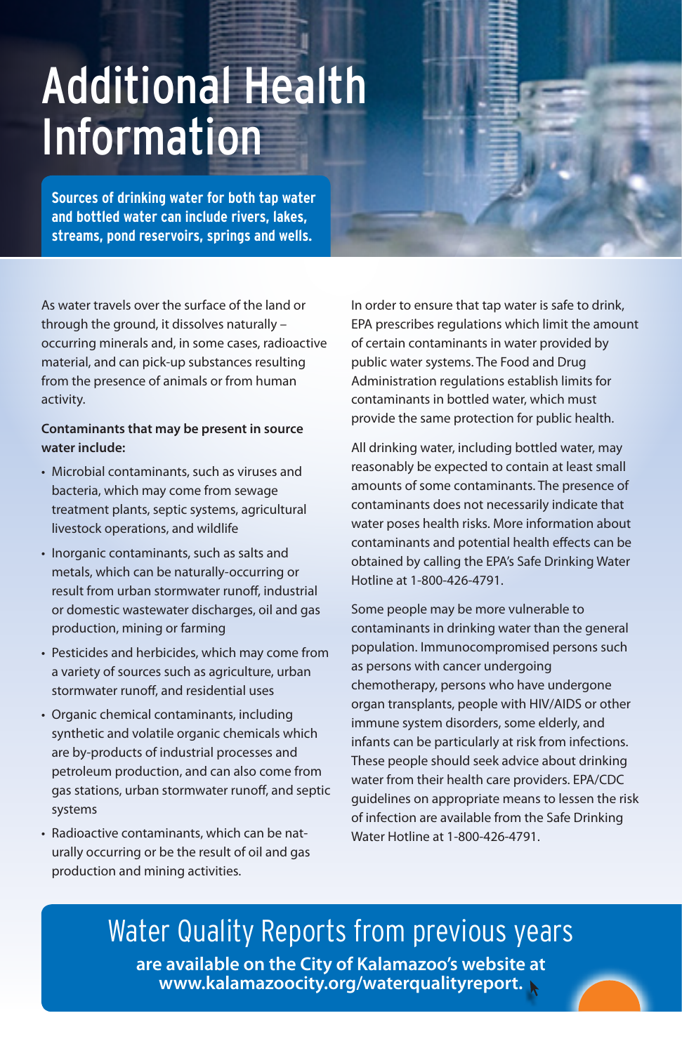# Additional Health Information

**Sources of drinking water for both tap water and bottled water can include rivers, lakes, streams, pond reservoirs, springs and wells.**

As water travels over the surface of the land or through the ground, it dissolves naturally – occurring minerals and, in some cases, radioactive material, and can pick-up substances resulting from the presence of animals or from human activity.

**Contaminants that may be present in source water include:**

- Microbial contaminants, such as viruses and bacteria, which may come from sewage treatment plants, septic systems, agricultural livestock operations, and wildlife
- Inorganic contaminants, such as salts and metals, which can be naturally-occurring or result from urban stormwater runoff, industrial or domestic wastewater discharges, oil and gas production, mining or farming
- Pesticides and herbicides, which may come from a variety of sources such as agriculture, urban stormwater runoff, and residential uses
- Organic chemical contaminants, including synthetic and volatile organic chemicals which are by-products of industrial processes and petroleum production, and can also come from gas stations, urban stormwater runoff, and septic systems
- Radioactive contaminants, which can be naturally occurring or be the result of oil and gas production and mining activities.

In order to ensure that tap water is safe to drink, EPA prescribes regulations which limit the amount of certain contaminants in water provided by public water systems. The Food and Drug Administration regulations establish limits for contaminants in bottled water, which must provide the same protection for public health.

All drinking water, including bottled water, may reasonably be expected to contain at least small amounts of some contaminants. The presence of contaminants does not necessarily indicate that water poses health risks. More information about contaminants and potential health effects can be obtained by calling the EPA's Safe Drinking Water Hotline at 1-800-426-4791.

Some people may be more vulnerable to contaminants in drinking water than the general population. Immunocompromised persons such as persons with cancer undergoing chemotherapy, persons who have undergone organ transplants, people with HIV/AIDS or other immune system disorders, some elderly, and infants can be particularly at risk from infections. These people should seek advice about drinking water from their health care providers. EPA/CDC guidelines on appropriate means to lessen the risk of infection are available from the Safe Drinking Water Hotline at 1-800-426-4791.

## Water Quality Reports from previous years

**are available on the City of Kalamazoo's website at www.kalamazoocity.org/waterqualityreport.**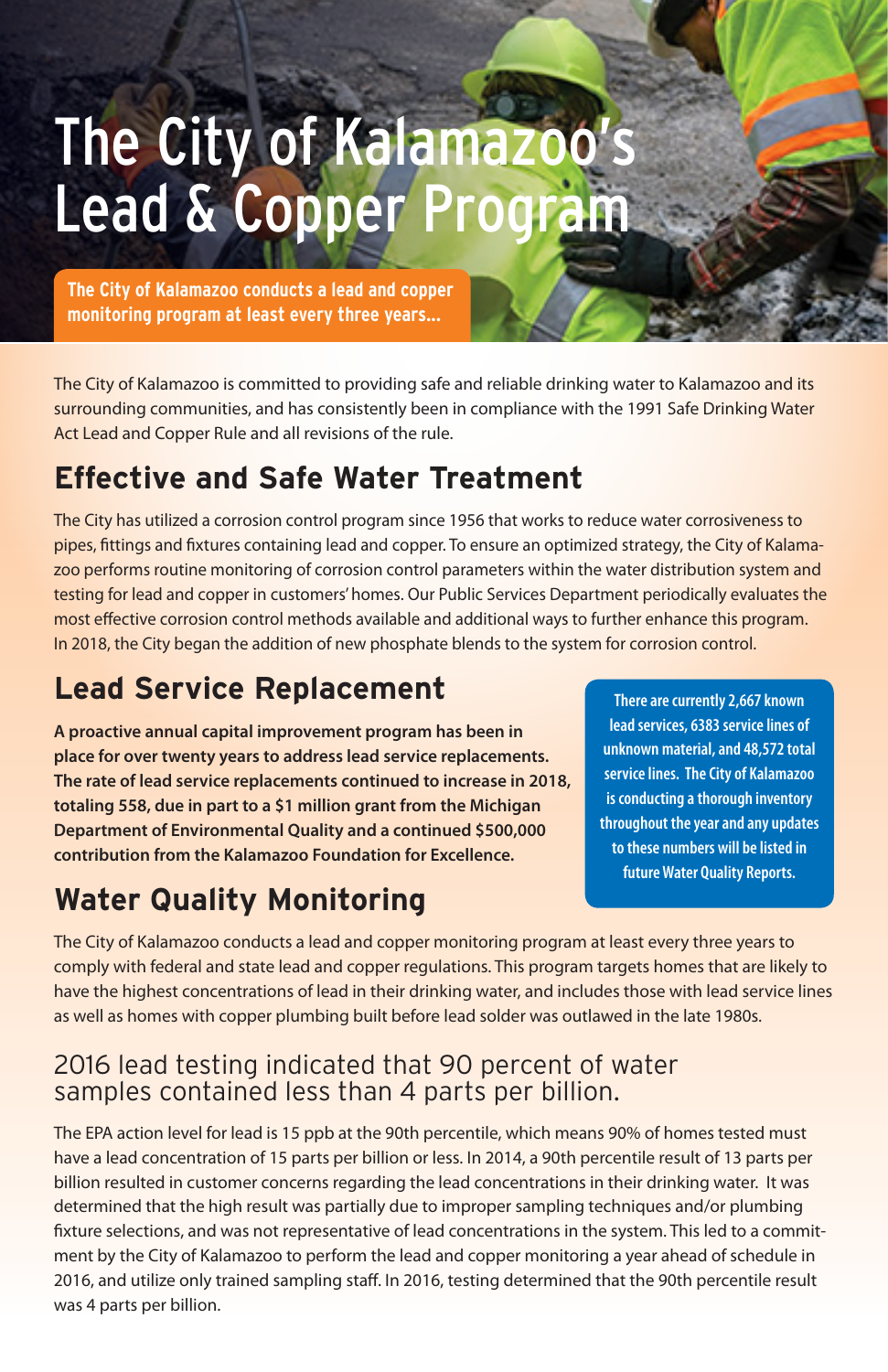# The City of Kalamazoo's Lead & Copper Program

**The City of Kalamazoo conducts a lead and copper monitoring program at least every three years...**

The City of Kalamazoo is committed to providing safe and reliable drinking water to Kalamazoo and its surrounding communities, and has consistently been in compliance with the 1991 Safe Drinking Water Act Lead and Copper Rule and all revisions of the rule.

## Effective and Safe Water Treatment

The City has utilized a corrosion control program since 1956 that works to reduce water corrosiveness to pipes, fittings and fixtures containing lead and copper. To ensure an optimized strategy, the City of Kalamazoo performs routine monitoring of corrosion control parameters within the water distribution system and testing for lead and copper in customers' homes. Our Public Services Department periodically evaluates the most effective corrosion control methods available and additional ways to further enhance this program. In 2018, the City began the addition of new phosphate blends to the system for corrosion control.

## Lead Service Replacement

**A proactive annual capital improvement program has been in place for over twenty years to address lead service replacements. The rate of lead service replacements continued to increase in 2018, totaling 558, due in part to a $1 million grant from the Michigan Department of Environmental Quality and a continued $500,000 contribution from the Kalamazoo Foundation for Excellence.**

**There are currently 2,667 known lead services, 6383 service lines of unknown material, and 48,572 total service lines. The City of Kalamazoo is conducting a thorough inventory throughout the year and any updates to these numbers will be listed in future Water Quality Reports.**

## Water Quality Monitoring

The City of Kalamazoo conducts a lead and copper monitoring program at least every three years to comply with federal and state lead and copper regulations. This program targets homes that are likely to have the highest concentrations of lead in their drinking water, and includes those with lead service lines as well as homes with copper plumbing built before lead solder was outlawed in the late 1980s.

### 2016 lead testing indicated that 90 percent of water samples contained less than 4 parts per billion.

The EPA action level for lead is 15 ppb at the 90th percentile, which means 90% of homes tested must have a lead concentration of 15 parts per billion or less. In 2014, a 90th percentile result of 13 parts per billion resulted in customer concerns regarding the lead concentrations in their drinking water. It was determined that the high result was partially due to improper sampling techniques and/or plumbing fixture selections, and was not representative of lead concentrations in the system. This led to a commitment by the City of Kalamazoo to perform the lead and copper monitoring a year ahead of schedule in 2016, and utilize only trained sampling staff. In 2016, testing determined that the 90th percentile result was 4 parts per billion.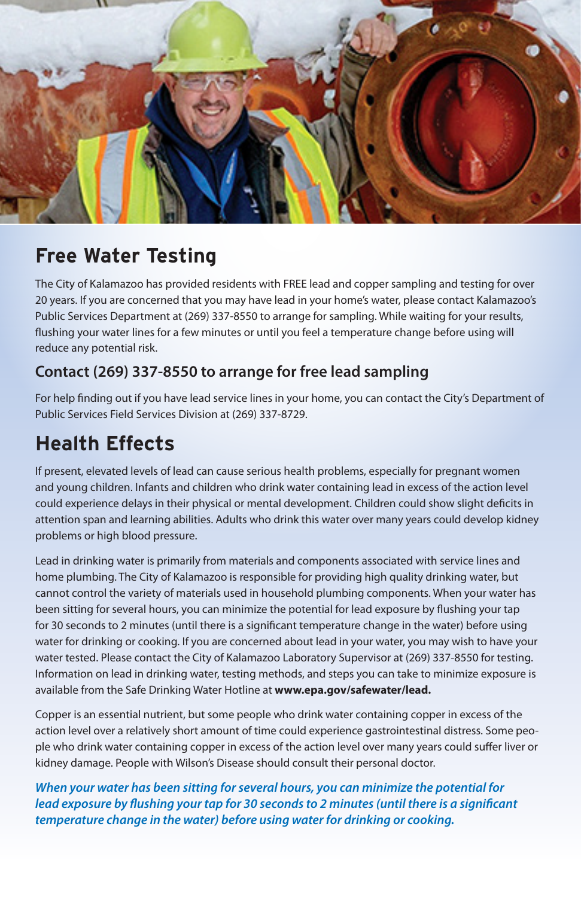## Free Water Testing

The City of Kalamazoo has provided residents with FREE lead and copper sampling and testing for over 20 years. If you are concerned that you may have lead in your home's water, please contact Kalamazoo's Public Services Department at (269) 337-8550 to arrange for sampling. While waiting for your results, flushing your water lines for a few minutes or until you feel a temperature change before using will reduce any potential risk.

### Contact (269) 337-8550 to arrange for free lead sampling

For help finding out if you have lead service lines in your home, you can contact the City's Department of Public Services Field Services Division at (269) 337-8729.

## Health Effects

If present, elevated levels of lead can cause serious health problems, especially for pregnant women and young children. Infants and children who drink water containing lead in excess of the action level could experience delays in their physical or mental development. Children could show slight deficits in attention span and learning abilities. Adults who drink this water over many years could develop kidney problems or high blood pressure.

Lead in drinking water is primarily from materials and components associated with service lines and home plumbing. The City of Kalamazoo is responsible for providing high quality drinking water, but cannot control the variety of materials used in household plumbing components. When your water has been sitting for several hours, you can minimize the potential for lead exposure by flushing your tap for 30 seconds to 2 minutes (until there is a significant temperature change in the water) before using water for drinking or cooking. If you are concerned about lead in your water, you may wish to have your water tested. Please contact the City of Kalamazoo Laboratory Supervisor at (269) 337-8550 for testing. Information on lead in drinking water, testing methods, and steps you can take to minimize exposure is available from the Safe Drinking Water Hotline at **www.epa.gov/safewater/lead.**

Copper is an essential nutrient, but some people who drink water containing copper in excess of the action level over a relatively short amount of time could experience gastrointestinal distress. Some people who drink water containing copper in excess of the action level over many years could suffer liver or kidney damage. People with Wilson's Disease should consult their personal doctor.

***When your water has been sitting for several hours, you can minimize the potential for lead exposure by flushing your tap for 30 seconds to 2 minutes (until there is a significant temperature change in the water) before using water for drinking or cooking.***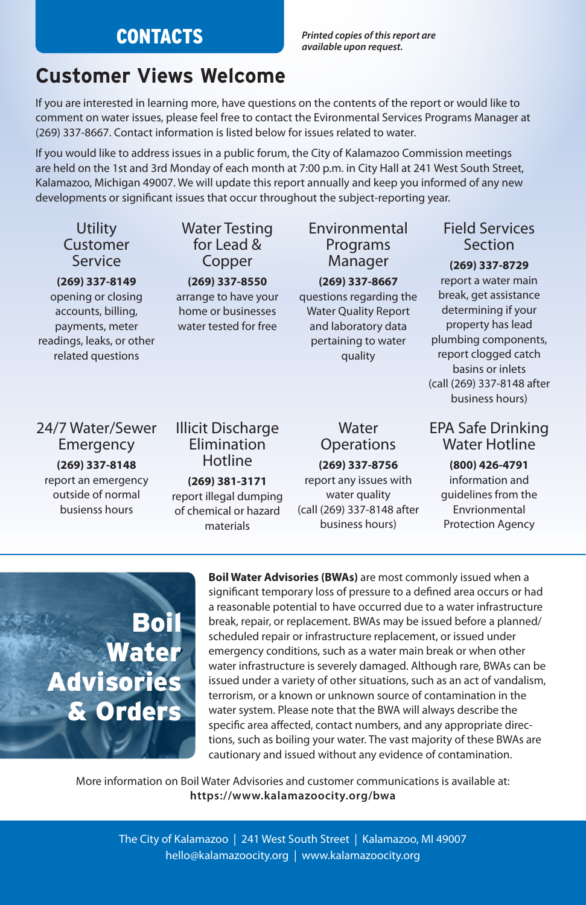## CONTACTS

*Printed copies of this report are available upon request.*

## Customer Views Welcome

If you are interested in learning more, have questions on the contents of the report or would like to comment on water issues, please feel free to contact the Evironmental Services Programs Manager at (269) 337-8667. Contact information is listed below for issues related to water.

If you would like to address issues in a public forum, the City of Kalamazoo Commission meetings are held on the 1st and 3rd Monday of each month at 7:00 p.m. in City Hall at 241 West South Street, Kalamazoo, Michigan 49007. We will update this report annually and keep you informed of any new developments or significant issues that occur throughout the subject-reporting year.

### Utility Customer Service

**(269) 337-8149**

opening or closing accounts, billing, payments, meter readings, leaks, or other related questions

### Water Testing for Lead & Copper

**(269) 337-8550**

arrange to have your home or businesses water tested for free

### Environmental Programs Manager

**(269) 337-8667**

questions regarding the Water Quality Report and laboratory data pertaining to water quality

### Field Services Section

**(269) 337-8729**

report a water main break, get assistance determining if your property has lead plumbing components, report clogged catch basins or inlets (call (269) 337-8148 after business hours)

### 24/7 Water/Sewer Emergency

**(269) 337-8148**

report an emergency outside of normal busienss hours

### Illicit Discharge Elimination Hotline

**(269) 381-3171**

report illegal dumping of chemical or hazard materials

### Water Operations

**(269) 337-8756**

report any issues with water quality (call (269) 337-8148 after business hours)

### EPA Safe Drinking Water Hotline

**(800) 426-4791**

information and guidelines from the Envrionmental Protection Agency

## Boil Water Advisories & Orders

**Boil Water Advisories (BWAs)** are most commonly issued when a significant temporary loss of pressure to a defined area occurs or had a reasonable potential to have occurred due to a water infrastructure break, repair, or replacement. BWAs may be issued before a planned/scheduled repair or infrastructure replacement, or issued under emergency conditions, such as a water main break or when other water infrastructure is severely damaged. Although rare, BWAs can be issued under a variety of other situations, such as an act of vandalism, terrorism, or a known or unknown source of contamination in the water system. Please note that the BWA will always describe the specific area affected, contact numbers, and any appropriate directions, such as boiling your water. The vast majority of these BWAs are cautionary and issued without any evidence of contamination.

More information on Boil Water Advisories and customer communications is available at:
**https://www.kalamazoocity.org/bwa**

The City of Kalamazoo | 241 West South Street | Kalamazoo, MI 49007
hello@kalamazoocity.org | www.kalamazoocity.org